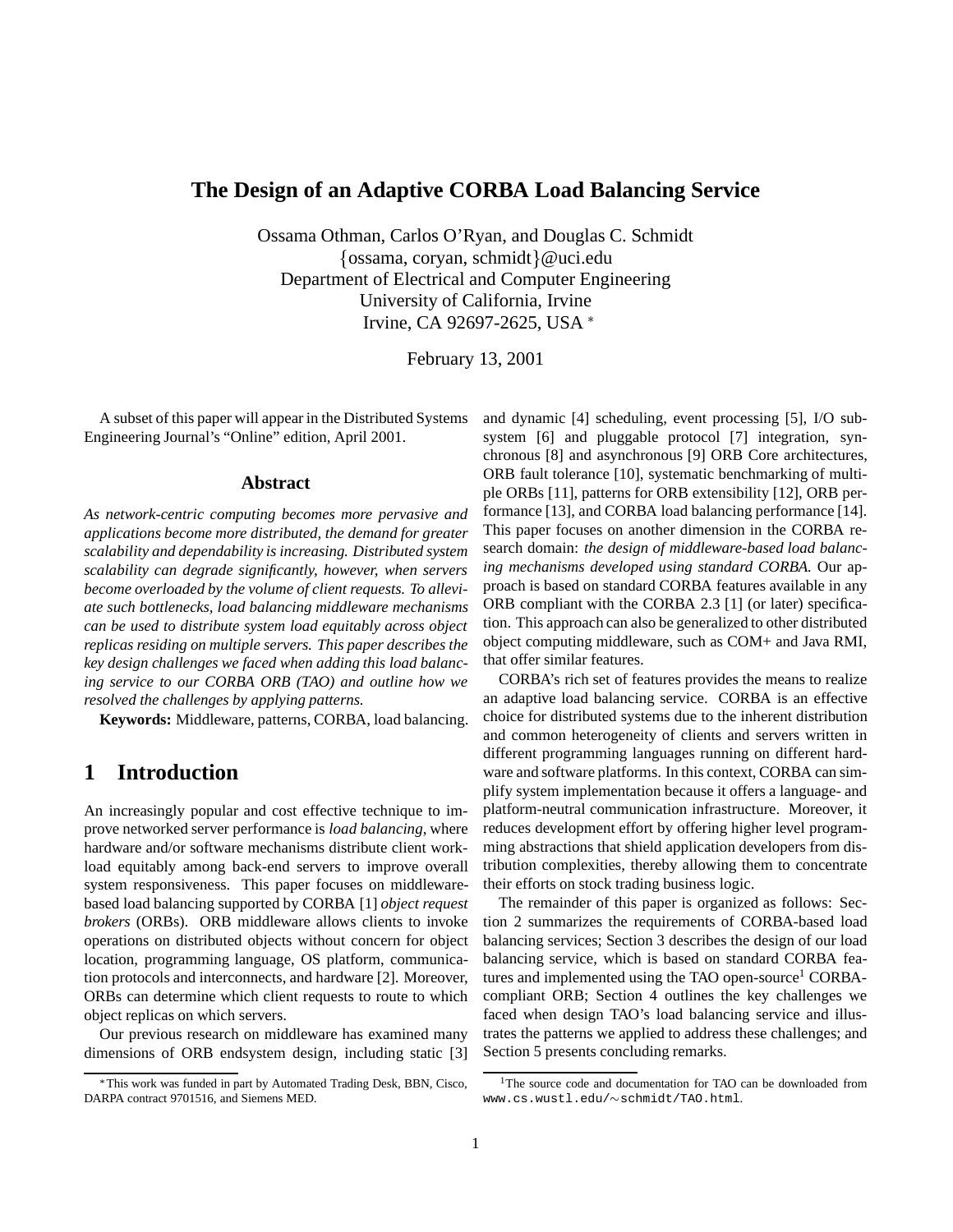# The Design of an Adaptive CORBA Load Balancing Service

Ossama Othman, Carlos O'Ryan, and Douglas C. Schmidt
{ossama, coryan, schmidt}@uci.edu
Department of Electrical and Computer Engineering
University of California, Irvine
Irvine, CA 92697-2625, USA *

February 13, 2001

A subset of this paper will appear in the Distributed Systems Engineering Journal's "Online" edition, April 2001.

## Abstract

*As network-centric computing becomes more pervasive and applications become more distributed, the demand for greater scalability and dependability is increasing. Distributed system scalability can degrade significantly, however, when servers become overloaded by the volume of client requests. To alleviate such bottlenecks, load balancing middleware mechanisms can be used to distribute system load equitably across object replicas residing on multiple servers. This paper describes the key design challenges we faced when adding this load balancing service to our CORBA ORB (TAO) and outline how we resolved the challenges by applying patterns.*

**Keywords:** Middleware, patterns, CORBA, load balancing.

## 1 Introduction

An increasingly popular and cost effective technique to improve networked server performance is *load balancing*, where hardware and/or software mechanisms distribute client workload equitably among back-end servers to improve overall system responsiveness. This paper focuses on middleware-based load balancing supported by CORBA [1] *object request brokers* (ORBs). ORB middleware allows clients to invoke operations on distributed objects without concern for object location, programming language, OS platform, communication protocols and interconnects, and hardware [2]. Moreover, ORBs can determine which client requests to route to which object replicas on which servers.

Our previous research on middleware has examined many dimensions of ORB endsystem design, including static [3] and dynamic [4] scheduling, event processing [5], I/O subsystem [6] and pluggable protocol [7] integration, synchronous [8] and asynchronous [9] ORB Core architectures, ORB fault tolerance [10], systematic benchmarking of multiple ORBs [11], patterns for ORB extensibility [12], ORB performance [13], and CORBA load balancing performance [14]. This paper focuses on another dimension in the CORBA research domain: *the design of middleware-based load balancing mechanisms developed using standard CORBA.* Our approach is based on standard CORBA features available in any ORB compliant with the CORBA 2.3 [1] (or later) specification. This approach can also be generalized to other distributed object computing middleware, such as COM+ and Java RMI, that offer similar features.

CORBA's rich set of features provides the means to realize an adaptive load balancing service. CORBA is an effective choice for distributed systems due to the inherent distribution and common heterogeneity of clients and servers written in different programming languages running on different hardware and software platforms. In this context, CORBA can simplify system implementation because it offers a language- and platform-neutral communication infrastructure. Moreover, it reduces development effort by offering higher level programming abstractions that shield application developers from distribution complexities, thereby allowing them to concentrate their efforts on stock trading business logic.

The remainder of this paper is organized as follows: Section 2 summarizes the requirements of CORBA-based load balancing services; Section 3 describes the design of our load balancing service, which is based on standard CORBA features and implemented using the TAO open-source[1] CORBA-compliant ORB; Section 4 outlines the key challenges we faced when design TAO's load balancing service and illustrates the patterns we applied to address these challenges; and Section 5 presents concluding remarks.

---

*This work was funded in part by Automated Trading Desk, BBN, Cisco, DARPA contract 9701516, and Siemens MED.

[1] The source code and documentation for TAO can be downloaded from www.cs.wustl.edu/∼schmidt/TAO.html.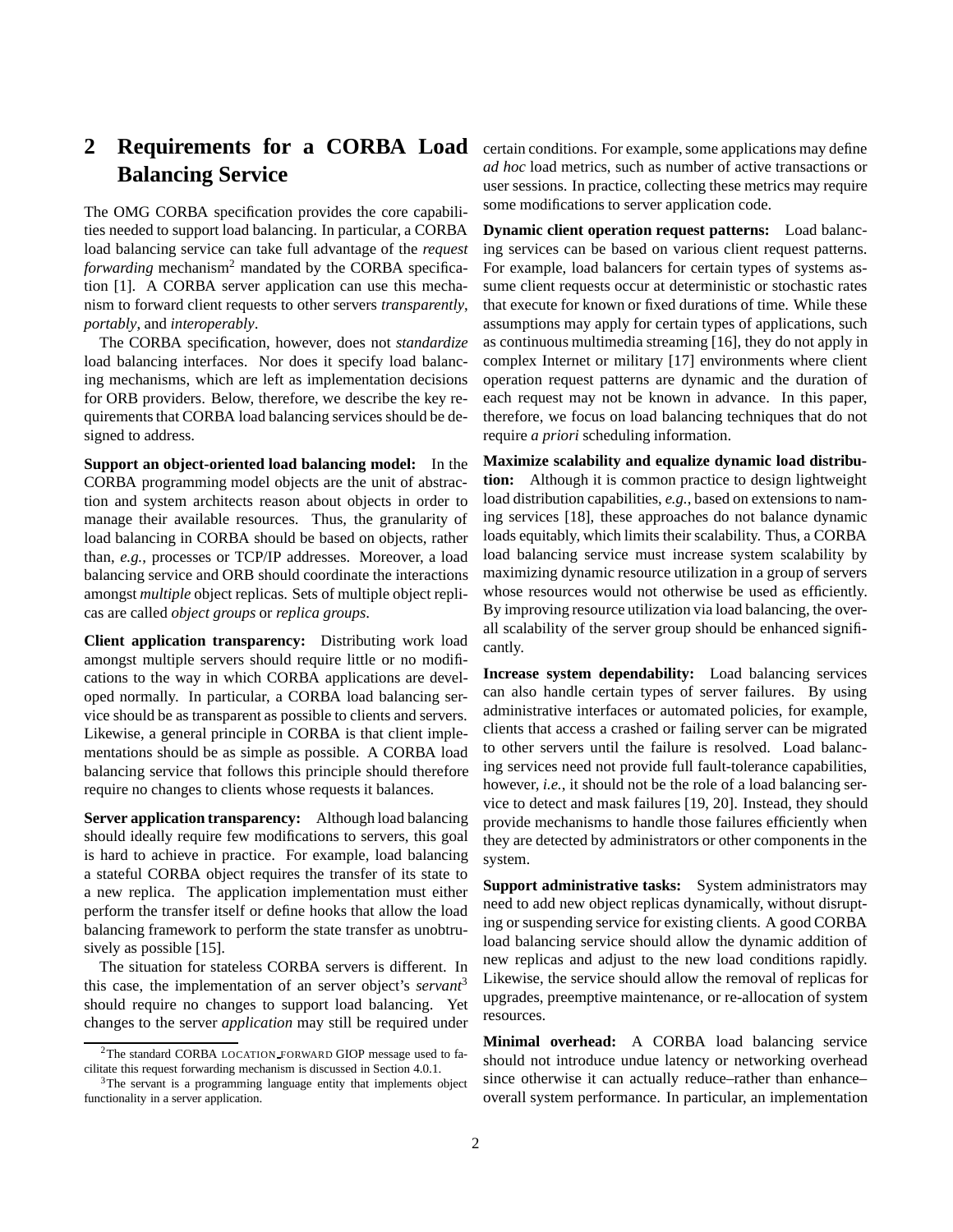## 2 Requirements for a CORBA Load Balancing Service

The OMG CORBA specification provides the core capabilities needed to support load balancing. In particular, a CORBA load balancing service can take full advantage of the *request forwarding* mechanism[2] mandated by the CORBA specification [1]. A CORBA server application can use this mechanism to forward client requests to other servers *transparently*, *portably*, and *interoperably*.

The CORBA specification, however, does not *standardize* load balancing interfaces. Nor does it specify load balancing mechanisms, which are left as implementation decisions for ORB providers. Below, therefore, we describe the key requirements that CORBA load balancing services should be designed to address.

**Support an object-oriented load balancing model:** In the CORBA programming model objects are the unit of abstraction and system architects reason about objects in order to manage their available resources. Thus, the granularity of load balancing in CORBA should be based on objects, rather than, *e.g.*, processes or TCP/IP addresses. Moreover, a load balancing service and ORB should coordinate the interactions amongst *multiple* object replicas. Sets of multiple object replicas are called *object groups* or *replica groups*.

**Client application transparency:** Distributing work load amongst multiple servers should require little or no modifications to the way in which CORBA applications are developed normally. In particular, a CORBA load balancing service should be as transparent as possible to clients and servers. Likewise, a general principle in CORBA is that client implementations should be as simple as possible. A CORBA load balancing service that follows this principle should therefore require no changes to clients whose requests it balances.

**Server application transparency:** Although load balancing should ideally require few modifications to servers, this goal is hard to achieve in practice. For example, load balancing a stateful CORBA object requires the transfer of its state to a new replica. The application implementation must either perform the transfer itself or define hooks that allow the load balancing framework to perform the state transfer as unobtrusively as possible [15].

The situation for stateless CORBA servers is different. In this case, the implementation of an server object's *servant*[3] should require no changes to support load balancing. Yet changes to the server *application* may still be required under certain conditions. For example, some applications may define *ad hoc* load metrics, such as number of active transactions or user sessions. In practice, collecting these metrics may require some modifications to server application code.

**Dynamic client operation request patterns:** Load balancing services can be based on various client request patterns. For example, load balancers for certain types of systems assume client requests occur at deterministic or stochastic rates that execute for known or fixed durations of time. While these assumptions may apply for certain types of applications, such as continuous multimedia streaming [16], they do not apply in complex Internet or military [17] environments where client operation request patterns are dynamic and the duration of each request may not be known in advance. In this paper, therefore, we focus on load balancing techniques that do not require *a priori* scheduling information.

**Maximize scalability and equalize dynamic load distribution:** Although it is common practice to design lightweight load distribution capabilities, *e.g.*, based on extensions to naming services [18], these approaches do not balance dynamic loads equitably, which limits their scalability. Thus, a CORBA load balancing service must increase system scalability by maximizing dynamic resource utilization in a group of servers whose resources would not otherwise be used as efficiently. By improving resource utilization via load balancing, the overall scalability of the server group should be enhanced significantly.

**Increase system dependability:** Load balancing services can also handle certain types of server failures. By using administrative interfaces or automated policies, for example, clients that access a crashed or failing server can be migrated to other servers until the failure is resolved. Load balancing services need not provide full fault-tolerance capabilities, however, *i.e.*, it should not be the role of a load balancing service to detect and mask failures [19, 20]. Instead, they should provide mechanisms to handle those failures efficiently when they are detected by administrators or other components in the system.

**Support administrative tasks:** System administrators may need to add new object replicas dynamically, without disrupting or suspending service for existing clients. A good CORBA load balancing service should allow the dynamic addition of new replicas and adjust to the new load conditions rapidly. Likewise, the service should allow the removal of replicas for upgrades, preemptive maintenance, or re-allocation of system resources.

**Minimal overhead:** A CORBA load balancing service should not introduce undue latency or networking overhead since otherwise it can actually reduce–rather than enhance–overall system performance. In particular, an implementation

---

[2] The standard CORBA LOCATION_FORWARD GIOP message used to facilitate this request forwarding mechanism is discussed in Section 4.0.1.

[3] The servant is a programming language entity that implements object functionality in a server application.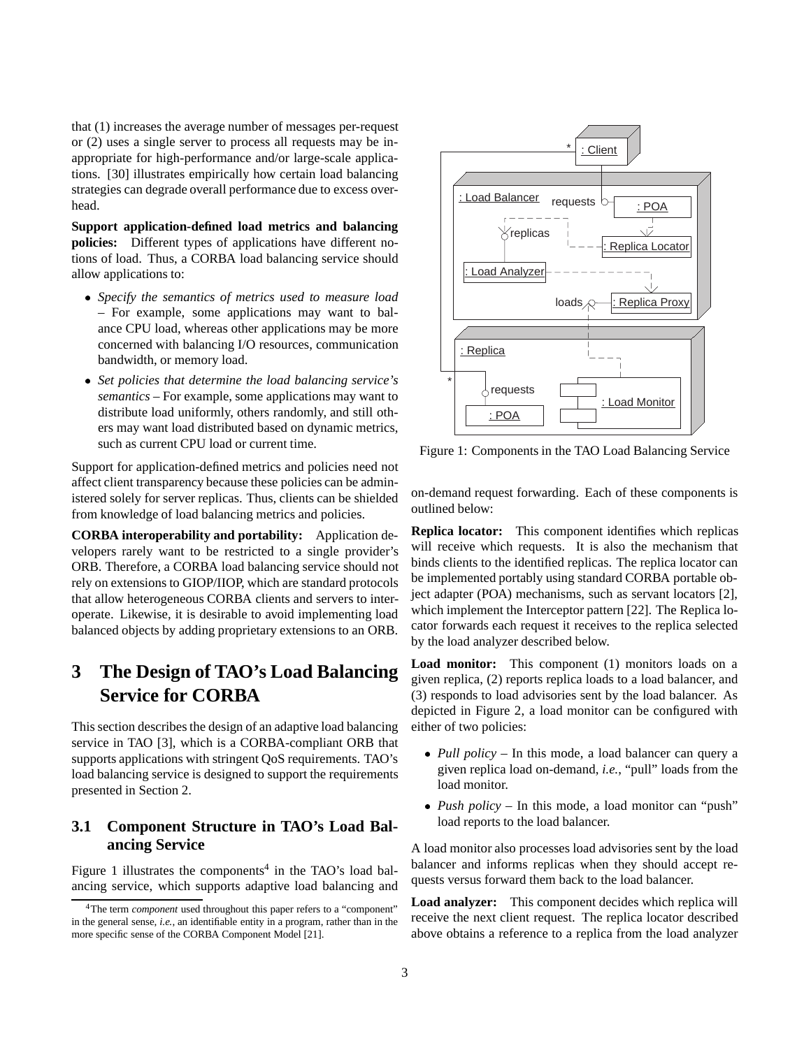that (1) increases the average number of messages per-request or (2) uses a single server to process all requests may be inappropriate for high-performance and/or large-scale applications. [30] illustrates empirically how certain load balancing strategies can degrade overall performance due to excess overhead.

**Support application-defined load metrics and balancing policies:** Different types of applications have different notions of load. Thus, a CORBA load balancing service should allow applications to:

- *Specify the semantics of metrics used to measure load* – For example, some applications may want to balance CPU load, whereas other applications may be more concerned with balancing I/O resources, communication bandwidth, or memory load.
- *Set policies that determine the load balancing service's semantics* – For example, some applications may want to distribute load uniformly, others randomly, and still others may want load distributed based on dynamic metrics, such as current CPU load or current time.

Support for application-defined metrics and policies need not affect client transparency because these policies can be administered solely for server replicas. Thus, clients can be shielded from knowledge of load balancing metrics and policies.

**CORBA interoperability and portability:** Application developers rarely want to be restricted to a single provider's ORB. Therefore, a CORBA load balancing service should not rely on extensions to GIOP/IIOP, which are standard protocols that allow heterogeneous CORBA clients and servers to interoperate. Likewise, it is desirable to avoid implementing load balanced objects by adding proprietary extensions to an ORB.

# 3 The Design of TAO's Load Balancing Service for CORBA

This section describes the design of an adaptive load balancing service in TAO [3], which is a CORBA-compliant ORB that supports applications with stringent QoS requirements. TAO's load balancing service is designed to support the requirements presented in Section 2.

## 3.1 Component Structure in TAO's Load Balancing Service

Figure 1 illustrates the components[4] in the TAO's load balancing service, which supports adaptive load balancing and on-demand request forwarding. Each of these components is outlined below:

Figure 1: Components in the TAO Load Balancing Service

**Replica locator:** This component identifies which replicas will receive which requests. It is also the mechanism that binds clients to the identified replicas. The replica locator can be implemented portably using standard CORBA portable object adapter (POA) mechanisms, such as servant locators [2], which implement the Interceptor pattern [22]. The Replica locator forwards each request it receives to the replica selected by the load analyzer described below.

**Load monitor:** This component (1) monitors loads on a given replica, (2) reports replica loads to a load balancer, and (3) responds to load advisories sent by the load balancer. As depicted in Figure 2, a load monitor can be configured with either of two policies:

- *Pull policy* – In this mode, a load balancer can query a given replica load on-demand, *i.e.*, "pull" loads from the load monitor.
- *Push policy* – In this mode, a load monitor can "push" load reports to the load balancer.

A load monitor also processes load advisories sent by the load balancer and informs replicas when they should accept requests versus forward them back to the load balancer.

**Load analyzer:** This component decides which replica will receive the next client request. The replica locator described above obtains a reference to a replica from the load analyzer

[4] The term *component* used throughout this paper refers to a "component" in the general sense, *i.e.*, an identifiable entity in a program, rather than in the more specific sense of the CORBA Component Model [21].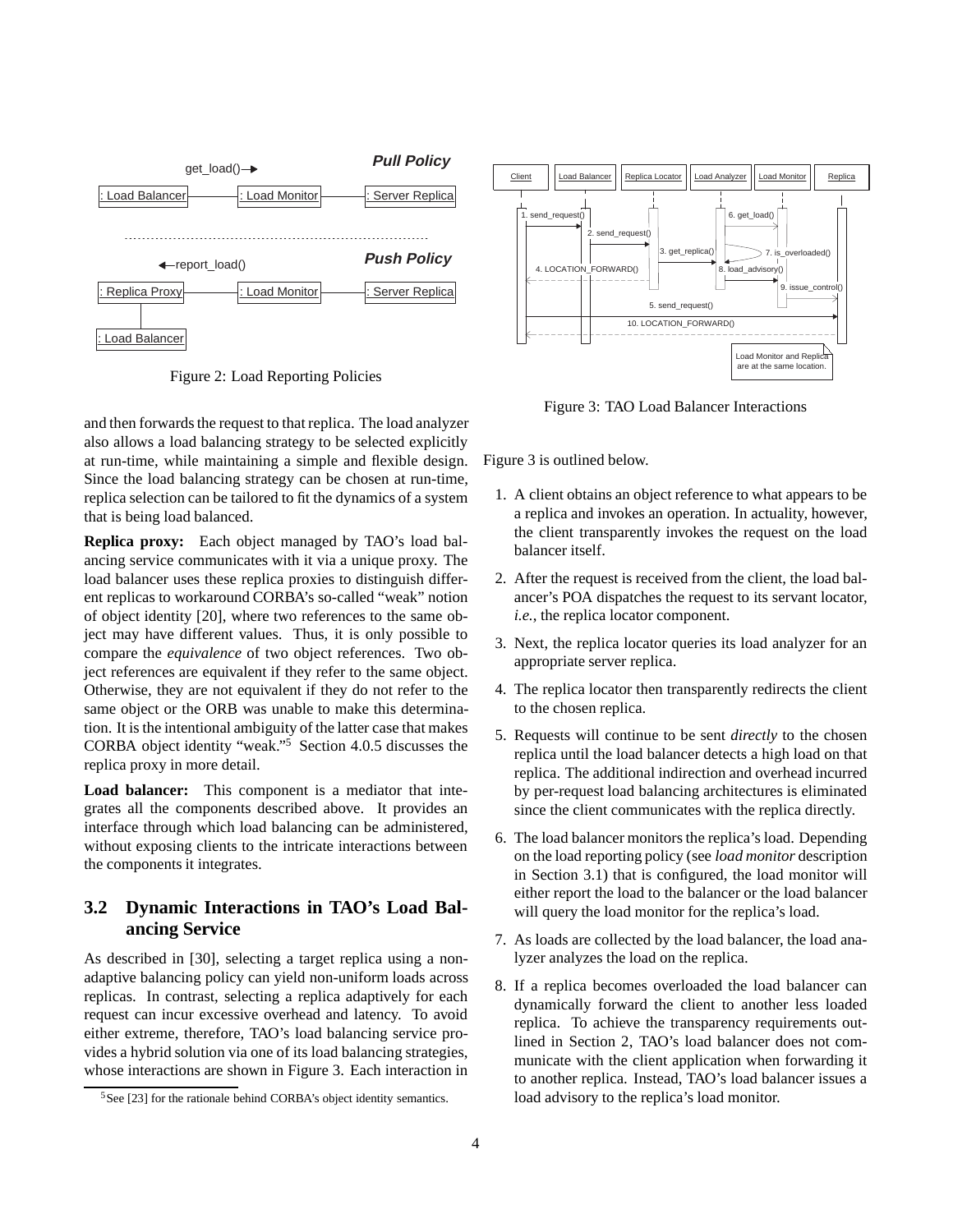Figure 2: Load Reporting Policies

Figure 3: TAO Load Balancer Interactions

and then forwards the request to that replica. The load analyzer also allows a load balancing strategy to be selected explicitly at run-time, while maintaining a simple and flexible design. Since the load balancing strategy can be chosen at run-time, replica selection can be tailored to fit the dynamics of a system that is being load balanced.

**Replica proxy:** Each object managed by TAO's load balancing service communicates with it via a unique proxy. The load balancer uses these replica proxies to distinguish different replicas to workaround CORBA's so-called "weak" notion of object identity [20], where two references to the same object may have different values. Thus, it is only possible to compare the *equivalence* of two object references. Two object references are equivalent if they refer to the same object. Otherwise, they are not equivalent if they do not refer to the same object or the ORB was unable to make this determination. It is the intentional ambiguity of the latter case that makes CORBA object identity "weak."[5] Section 4.0.5 discusses the replica proxy in more detail.

**Load balancer:** This component is a mediator that integrates all the components described above. It provides an interface through which load balancing can be administered, without exposing clients to the intricate interactions between the components it integrates.

## 3.2 Dynamic Interactions in TAO's Load Balancing Service

As described in [30], selecting a target replica using a non-adaptive balancing policy can yield non-uniform loads across replicas. In contrast, selecting a replica adaptively for each request can incur excessive overhead and latency. To avoid either extreme, therefore, TAO's load balancing service provides a hybrid solution via one of its load balancing strategies, whose interactions are shown in Figure 3. Each interaction in Figure 3 is outlined below.

1. A client obtains an object reference to what appears to be a replica and invokes an operation. In actuality, however, the client transparently invokes the request on the load balancer itself.
2. After the request is received from the client, the load balancer's POA dispatches the request to its servant locator, *i.e.,* the replica locator component.
3. Next, the replica locator queries its load analyzer for an appropriate server replica.
4. The replica locator then transparently redirects the client to the chosen replica.
5. Requests will continue to be sent *directly* to the chosen replica until the load balancer detects a high load on that replica. The additional indirection and overhead incurred by per-request load balancing architectures is eliminated since the client communicates with the replica directly.
6. The load balancer monitors the replica's load. Depending on the load reporting policy (see *load monitor* description in Section 3.1) that is configured, the load monitor will either report the load to the balancer or the load balancer will query the load monitor for the replica's load.
7. As loads are collected by the load balancer, the load analyzer analyzes the load on the replica.
8. If a replica becomes overloaded the load balancer can dynamically forward the client to another less loaded replica. To achieve the transparency requirements outlined in Section 2, TAO's load balancer does not communicate with the client application when forwarding it to another replica. Instead, TAO's load balancer issues a load advisory to the replica's load monitor.

[5] See [23] for the rationale behind CORBA's object identity semantics.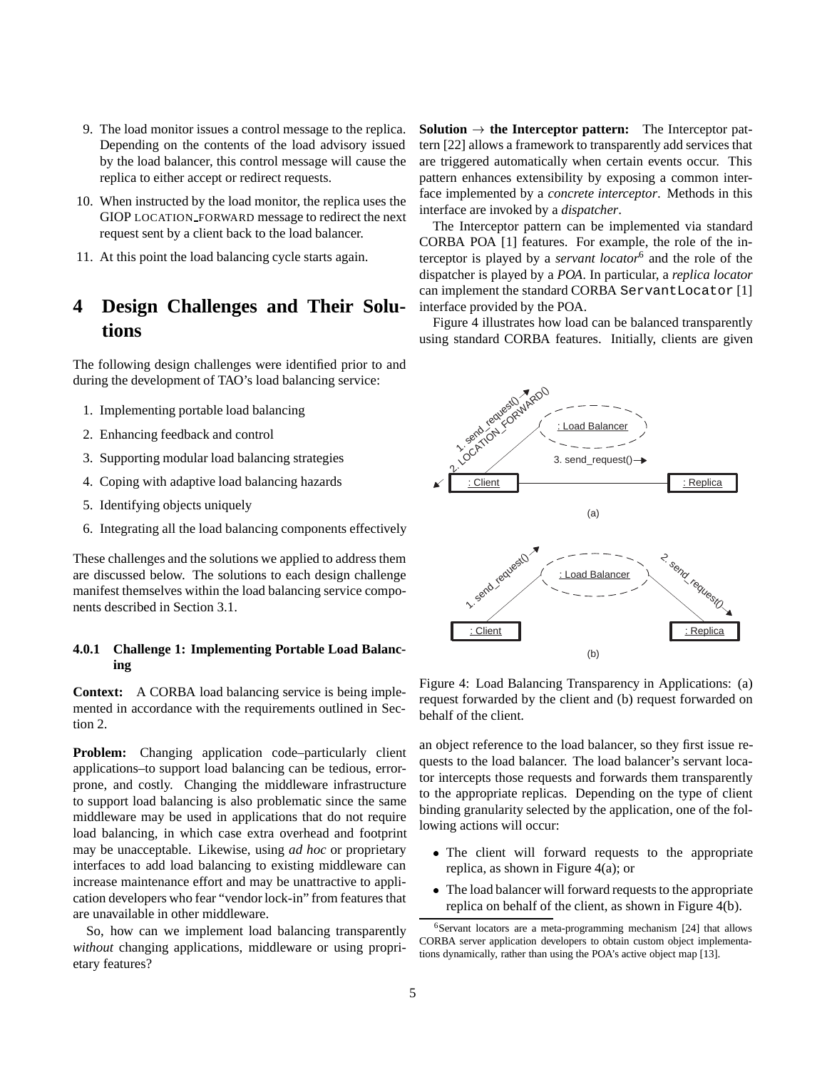9. The load monitor issues a control message to the replica. Depending on the contents of the load advisory issued by the load balancer, this control message will cause the replica to either accept or redirect requests.

10. When instructed by the load monitor, the replica uses the GIOP LOCATION_FORWARD message to redirect the next request sent by a client back to the load balancer.

11. At this point the load balancing cycle starts again.

# 4 Design Challenges and Their Solutions

The following design challenges were identified prior to and during the development of TAO's load balancing service:

1. Implementing portable load balancing
2. Enhancing feedback and control
3. Supporting modular load balancing strategies
4. Coping with adaptive load balancing hazards
5. Identifying objects uniquely
6. Integrating all the load balancing components effectively

These challenges and the solutions we applied to address them are discussed below. The solutions to each design challenge manifest themselves within the load balancing service components described in Section 3.1.

### 4.0.1 Challenge 1: Implementing Portable Load Balancing

**Context:** A CORBA load balancing service is being implemented in accordance with the requirements outlined in Section 2.

**Problem:** Changing application code–particularly client applications–to support load balancing can be tedious, error-prone, and costly. Changing the middleware infrastructure to support load balancing is also problematic since the same middleware may be used in applications that do not require load balancing, in which case extra overhead and footprint may be unacceptable. Likewise, using *ad hoc* or proprietary interfaces to add load balancing to existing middleware can increase maintenance effort and may be unattractive to application developers who fear "vendor lock-in" from features that are unavailable in other middleware.

So, how can we implement load balancing transparently *without* changing applications, middleware or using proprietary features?

**Solution → the Interceptor pattern:** The Interceptor pattern [22] allows a framework to transparently add services that are triggered automatically when certain events occur. This pattern enhances extensibility by exposing a common interface implemented by a *concrete interceptor*. Methods in this interface are invoked by a *dispatcher*.

The Interceptor pattern can be implemented via standard CORBA POA [1] features. For example, the role of the interceptor is played by a *servant locator*[6] and the role of the dispatcher is played by a *POA*. In particular, a *replica locator* can implement the standard CORBA `ServantLocator` [1] interface provided by the POA.

Figure 4 illustrates how load can be balanced transparently using standard CORBA features. Initially, clients are given

Figure 4: Load Balancing Transparency in Applications: (a) request forwarded by the client and (b) request forwarded on behalf of the client.

an object reference to the load balancer, so they first issue requests to the load balancer. The load balancer's servant locator intercepts those requests and forwards them transparently to the appropriate replicas. Depending on the type of client binding granularity selected by the application, one of the following actions will occur:

- The client will forward requests to the appropriate replica, as shown in Figure 4(a); or
- The load balancer will forward requests to the appropriate replica on behalf of the client, as shown in Figure 4(b).

[6] Servant locators are a meta-programming mechanism [24] that allows CORBA server application developers to obtain custom object implementations dynamically, rather than using the POA's active object map [13].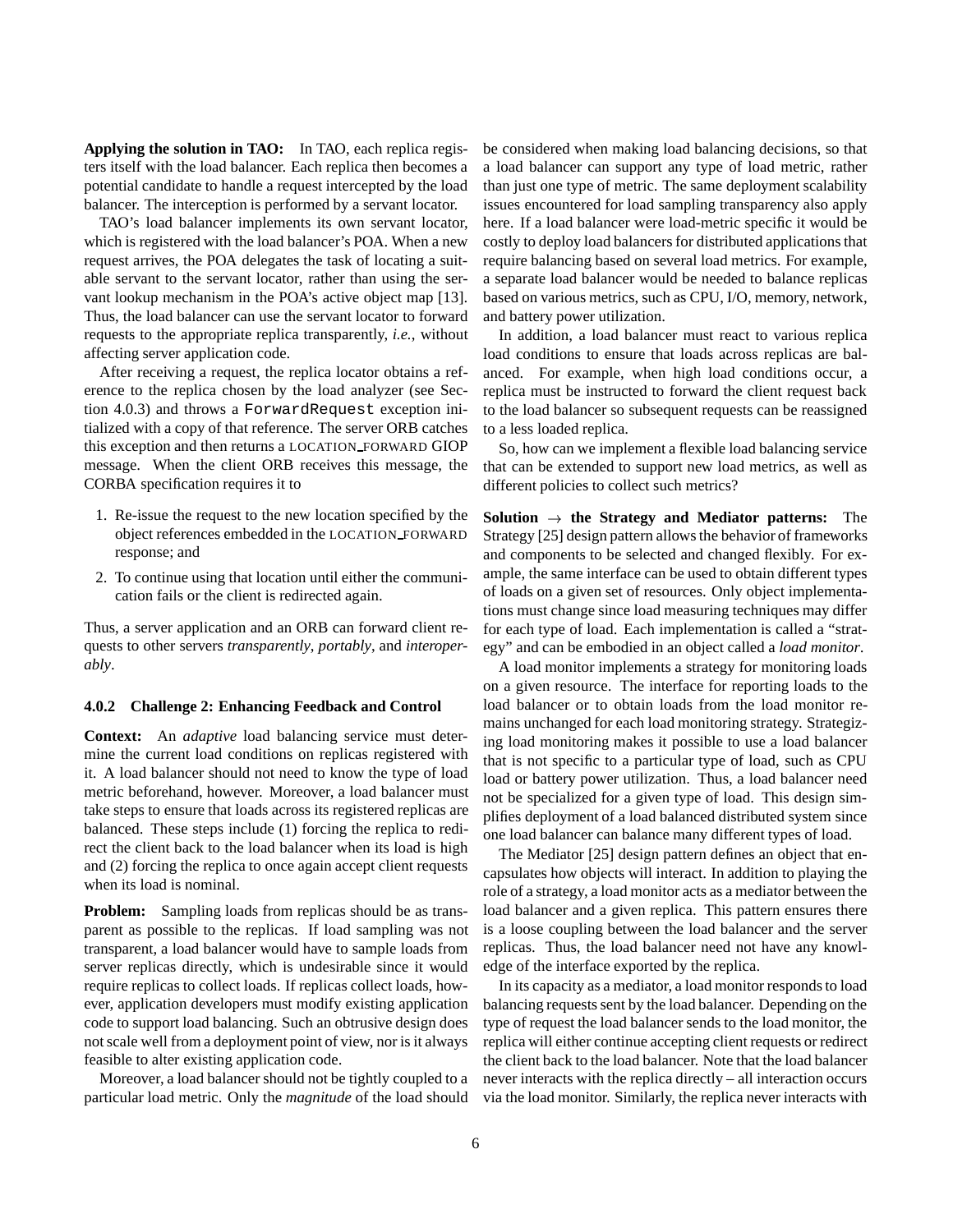**Applying the solution in TAO:** In TAO, each replica registers itself with the load balancer. Each replica then becomes a potential candidate to handle a request intercepted by the load balancer. The interception is performed by a servant locator.

TAO's load balancer implements its own servant locator, which is registered with the load balancer's POA. When a new request arrives, the POA delegates the task of locating a suitable servant to the servant locator, rather than using the servant lookup mechanism in the POA's active object map [13]. Thus, the load balancer can use the servant locator to forward requests to the appropriate replica transparently, *i.e.*, without affecting server application code.

After receiving a request, the replica locator obtains a reference to the replica chosen by the load analyzer (see Section 4.0.3) and throws a `ForwardRequest` exception initialized with a copy of that reference. The server ORB catches this exception and then returns a LOCATION_FORWARD GIOP message. When the client ORB receives this message, the CORBA specification requires it to

1. Re-issue the request to the new location specified by the object references embedded in the LOCATION_FORWARD response; and
2. To continue using that location until either the communication fails or the client is redirected again.

Thus, a server application and an ORB can forward client requests to other servers *transparently*, *portably*, and *interoperably*.

#### 4.0.2 Challenge 2: Enhancing Feedback and Control

**Context:** An *adaptive* load balancing service must determine the current load conditions on replicas registered with it. A load balancer should not need to know the type of load metric beforehand, however. Moreover, a load balancer must take steps to ensure that loads across its registered replicas are balanced. These steps include (1) forcing the replica to redirect the client back to the load balancer when its load is high and (2) forcing the replica to once again accept client requests when its load is nominal.

**Problem:** Sampling loads from replicas should be as transparent as possible to the replicas. If load sampling was not transparent, a load balancer would have to sample loads from server replicas directly, which is undesirable since it would require replicas to collect loads. If replicas collect loads, however, application developers must modify existing application code to support load balancing. Such an obtrusive design does not scale well from a deployment point of view, nor is it always feasible to alter existing application code.

Moreover, a load balancer should not be tightly coupled to a particular load metric. Only the *magnitude* of the load should be considered when making load balancing decisions, so that a load balancer can support any type of load metric, rather than just one type of metric. The same deployment scalability issues encountered for load sampling transparency also apply here. If a load balancer were load-metric specific it would be costly to deploy load balancers for distributed applications that require balancing based on several load metrics. For example, a separate load balancer would be needed to balance replicas based on various metrics, such as CPU, I/O, memory, network, and battery power utilization.

In addition, a load balancer must react to various replica load conditions to ensure that loads across replicas are balanced. For example, when high load conditions occur, a replica must be instructed to forward the client request back to the load balancer so subsequent requests can be reassigned to a less loaded replica.

So, how can we implement a flexible load balancing service that can be extended to support new load metrics, as well as different policies to collect such metrics?

**Solution → the Strategy and Mediator patterns:** The Strategy [25] design pattern allows the behavior of frameworks and components to be selected and changed flexibly. For example, the same interface can be used to obtain different types of loads on a given set of resources. Only object implementations must change since load measuring techniques may differ for each type of load. Each implementation is called a "strategy" and can be embodied in an object called a *load monitor*.

A load monitor implements a strategy for monitoring loads on a given resource. The interface for reporting loads to the load balancer or to obtain loads from the load monitor remains unchanged for each load monitoring strategy. Strategizing load monitoring makes it possible to use a load balancer that is not specific to a particular type of load, such as CPU load or battery power utilization. Thus, a load balancer need not be specialized for a given type of load. This design simplifies deployment of a load balanced distributed system since one load balancer can balance many different types of load.

The Mediator [25] design pattern defines an object that encapsulates how objects will interact. In addition to playing the role of a strategy, a load monitor acts as a mediator between the load balancer and a given replica. This pattern ensures there is a loose coupling between the load balancer and the server replicas. Thus, the load balancer need not have any knowledge of the interface exported by the replica.

In its capacity as a mediator, a load monitor responds to load balancing requests sent by the load balancer. Depending on the type of request the load balancer sends to the load monitor, the replica will either continue accepting client requests or redirect the client back to the load balancer. Note that the load balancer never interacts with the replica directly – all interaction occurs via the load monitor. Similarly, the replica never interacts with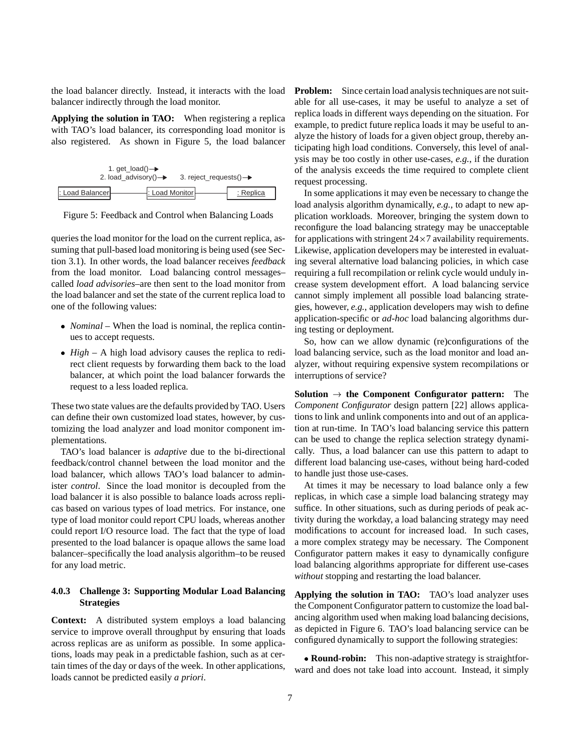the load balancer directly. Instead, it interacts with the load balancer indirectly through the load monitor.

**Applying the solution in TAO:** When registering a replica with TAO's load balancer, its corresponding load monitor is also registered. As shown in Figure 5, the load balancer queries the load monitor for the load on the current replica, assuming that pull-based load monitoring is being used (see Section 3.1). In other words, the load balancer receives *feedback* from the load monitor. Load balancing control messages–called *load advisories*–are then sent to the load monitor from the load balancer and set the state of the current replica load to one of the following values:

```
        1. get_load()→
     2. load_advisory()→     3. reject_requests()→
: Load Balancer ——— : Load Monitor ——— : Replica
```

Figure 5: Feedback and Control when Balancing Loads

- *Nominal* – When the load is nominal, the replica continues to accept requests.
- *High* – A high load advisory causes the replica to redirect client requests by forwarding them back to the load balancer, at which point the load balancer forwards the request to a less loaded replica.

These two state values are the defaults provided by TAO. Users can define their own customized load states, however, by customizing the load analyzer and load monitor component implementations.

TAO's load balancer is *adaptive* due to the bi-directional feedback/control channel between the load monitor and the load balancer, which allows TAO's load balancer to administer *control*. Since the load monitor is decoupled from the load balancer it is also possible to balance loads across replicas based on various types of load metrics. For instance, one type of load monitor could report CPU loads, whereas another could report I/O resource load. The fact that the type of load presented to the load balancer is opaque allows the same load balancer–specifically the load analysis algorithm–to be reused for any load metric.

#### 4.0.3 Challenge 3: Supporting Modular Load Balancing Strategies

**Context:** A distributed system employs a load balancing service to improve overall throughput by ensuring that loads across replicas are as uniform as possible. In some applications, loads may peak in a predictable fashion, such as at certain times of the day or days of the week. In other applications, loads cannot be predicted easily *a priori*.

**Problem:** Since certain load analysis techniques are not suitable for all use-cases, it may be useful to analyze a set of replica loads in different ways depending on the situation. For example, to predict future replica loads it may be useful to analyze the history of loads for a given object group, thereby anticipating high load conditions. Conversely, this level of analysis may be too costly in other use-cases, *e.g.*, if the duration of the analysis exceeds the time required to complete client request processing.

In some applications it may even be necessary to change the load analysis algorithm dynamically, *e.g.*, to adapt to new application workloads. Moreover, bringing the system down to reconfigure the load balancing strategy may be unacceptable for applications with stringent $24\times7$ availability requirements. Likewise, application developers may be interested in evaluating several alternative load balancing policies, in which case requiring a full recompilation or relink cycle would unduly increase system development effort. A load balancing service cannot simply implement all possible load balancing strategies, however, *e.g.*, application developers may wish to define application-specific or *ad-hoc* load balancing algorithms during testing or deployment.

So, how can we allow dynamic (re)configurations of the load balancing service, such as the load monitor and load analyzer, without requiring expensive system recompilations or interruptions of service?

**Solution → the Component Configurator pattern:** The *Component Configurator* design pattern [22] allows applications to link and unlink components into and out of an application at run-time. In TAO's load balancing service this pattern can be used to change the replica selection strategy dynamically. Thus, a load balancer can use this pattern to adapt to different load balancing use-cases, without being hard-coded to handle just those use-cases.

At times it may be necessary to load balance only a few replicas, in which case a simple load balancing strategy may suffice. In other situations, such as during periods of peak activity during the workday, a load balancing strategy may need modifications to account for increased load. In such cases, a more complex strategy may be necessary. The Component Configurator pattern makes it easy to dynamically configure load balancing algorithms appropriate for different use-cases *without* stopping and restarting the load balancer.

**Applying the solution in TAO:** TAO's load analyzer uses the Component Configurator pattern to customize the load balancing algorithm used when making load balancing decisions, as depicted in Figure 6. TAO's load balancing service can be configured dynamically to support the following strategies:

- **Round-robin:** This non-adaptive strategy is straightforward and does not take load into account. Instead, it simply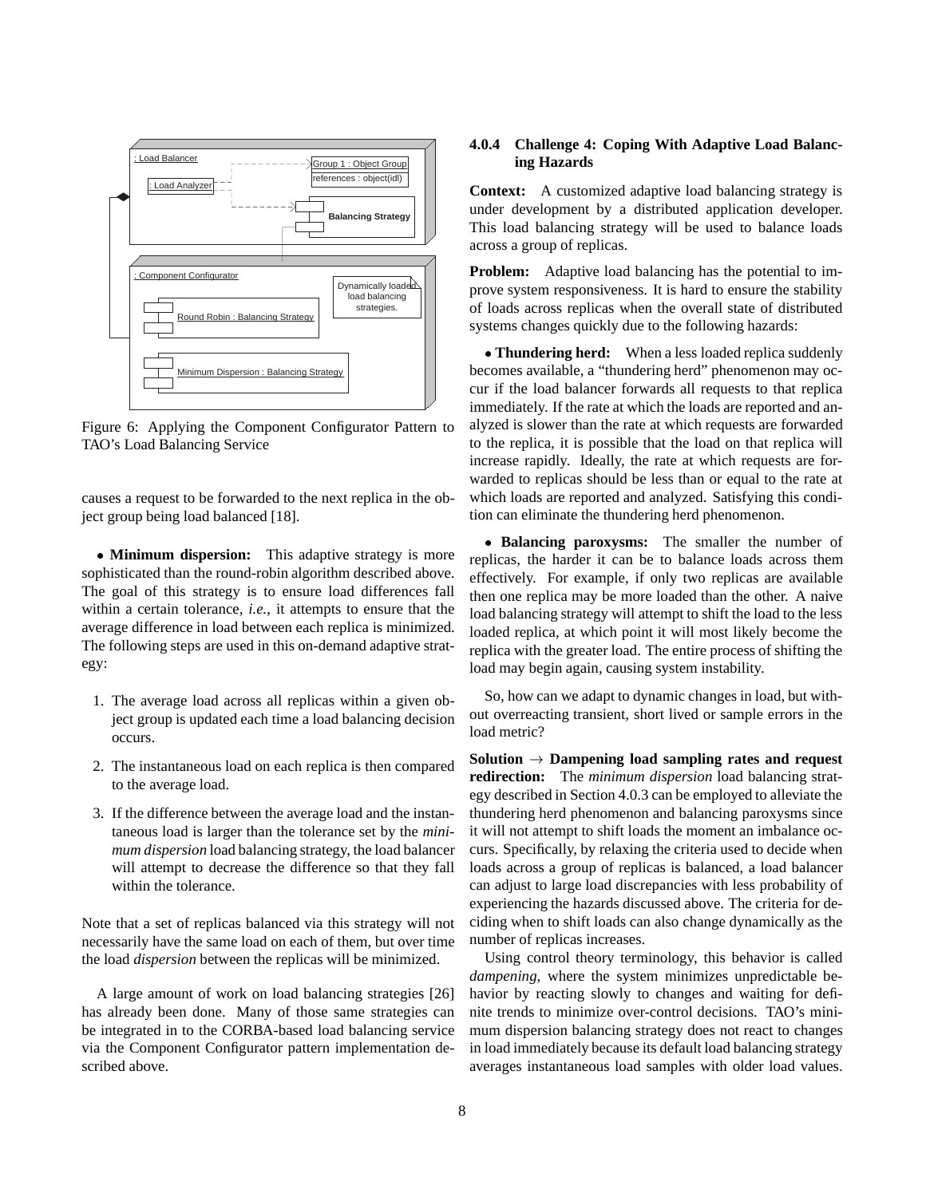Figure 6: Applying the Component Configurator Pattern to TAO's Load Balancing Service

causes a request to be forwarded to the next replica in the object group being load balanced [18].

- **Minimum dispersion:** This adaptive strategy is more sophisticated than the round-robin algorithm described above. The goal of this strategy is to ensure load differences fall within a certain tolerance, *i.e.*, it attempts to ensure that the average difference in load between each replica is minimized. The following steps are used in this on-demand adaptive strategy:

1. The average load across all replicas within a given object group is updated each time a load balancing decision occurs.
2. The instantaneous load on each replica is then compared to the average load.
3. If the difference between the average load and the instantaneous load is larger than the tolerance set by the *minimum dispersion* load balancing strategy, the load balancer will attempt to decrease the difference so that they fall within the tolerance.

Note that a set of replicas balanced via this strategy will not necessarily have the same load on each of them, but over time the load *dispersion* between the replicas will be minimized.

A large amount of work on load balancing strategies [26] has already been done. Many of those same strategies can be integrated in to the CORBA-based load balancing service via the Component Configurator pattern implementation described above.

#### 4.0.4 Challenge 4: Coping With Adaptive Load Balancing Hazards

**Context:** A customized adaptive load balancing strategy is under development by a distributed application developer. This load balancing strategy will be used to balance loads across a group of replicas.

**Problem:** Adaptive load balancing has the potential to improve system responsiveness. It is hard to ensure the stability of loads across replicas when the overall state of distributed systems changes quickly due to the following hazards:

- **Thundering herd:** When a less loaded replica suddenly becomes available, a "thundering herd" phenomenon may occur if the load balancer forwards all requests to that replica immediately. If the rate at which the loads are reported and analyzed is slower than the rate at which requests are forwarded to the replica, it is possible that the load on that replica will increase rapidly. Ideally, the rate at which requests are forwarded to replicas should be less than or equal to the rate at which loads are reported and analyzed. Satisfying this condition can eliminate the thundering herd phenomenon.

- **Balancing paroxysms:** The smaller the number of replicas, the harder it can be to balance loads across them effectively. For example, if only two replicas are available then one replica may be more loaded than the other. A naive load balancing strategy will attempt to shift the load to the less loaded replica, at which point it will most likely become the replica with the greater load. The entire process of shifting the load may begin again, causing system instability.

So, how can we adapt to dynamic changes in load, but without overreacting transient, short lived or sample errors in the load metric?

**Solution $\rightarrow$ Dampening load sampling rates and request redirection:** The *minimum dispersion* load balancing strategy described in Section 4.0.3 can be employed to alleviate the thundering herd phenomenon and balancing paroxysms since it will not attempt to shift loads the moment an imbalance occurs. Specifically, by relaxing the criteria used to decide when loads across a group of replicas is balanced, a load balancer can adjust to large load discrepancies with less probability of experiencing the hazards discussed above. The criteria for deciding when to shift loads can also change dynamically as the number of replicas increases.

Using control theory terminology, this behavior is called *dampening*, where the system minimizes unpredictable behavior by reacting slowly to changes and waiting for definite trends to minimize over-control decisions. TAO's minimum dispersion balancing strategy does not react to changes in load immediately because its default load balancing strategy averages instantaneous load samples with older load values.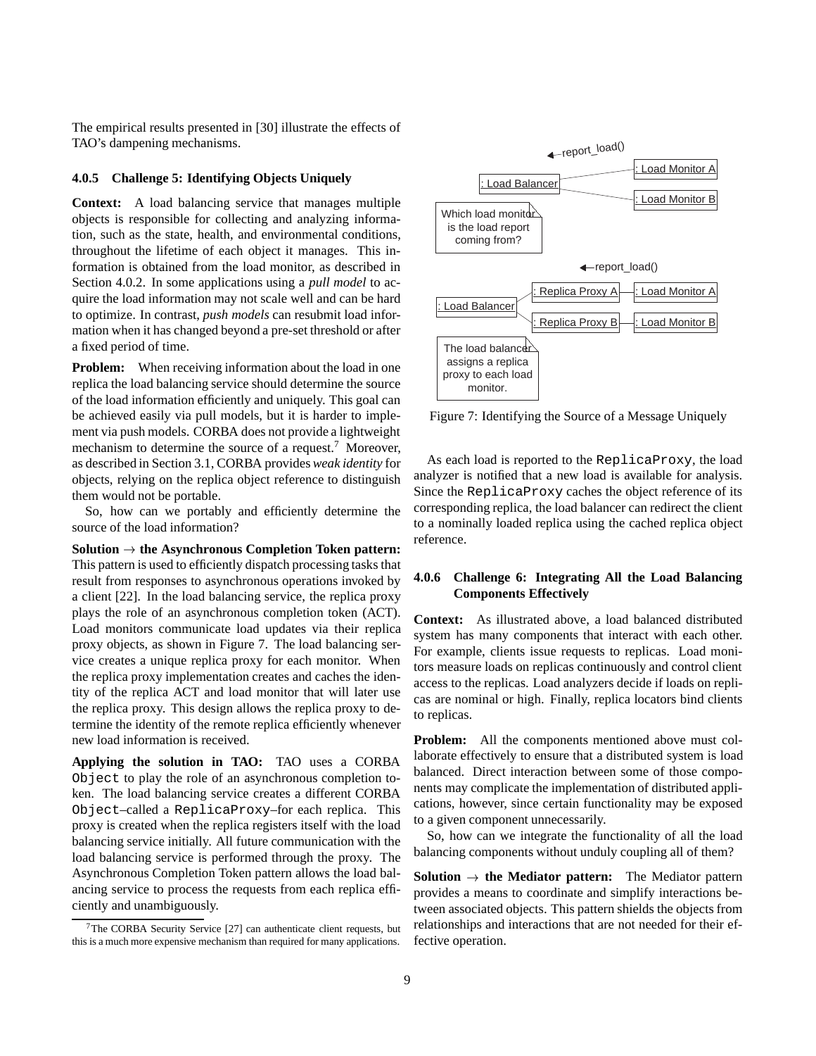The empirical results presented in [30] illustrate the effects of TAO's dampening mechanisms.

#### 4.0.5 Challenge 5: Identifying Objects Uniquely

**Context:** A load balancing service that manages multiple objects is responsible for collecting and analyzing information, such as the state, health, and environmental conditions, throughout the lifetime of each object it manages. This information is obtained from the load monitor, as described in Section 4.0.2. In some applications using a *pull model* to acquire the load information may not scale well and can be hard to optimize. In contrast, *push models* can resubmit load information when it has changed beyond a pre-set threshold or after a fixed period of time.

**Problem:** When receiving information about the load in one replica the load balancing service should determine the source of the load information efficiently and uniquely. This goal can be achieved easily via pull models, but it is harder to implement via push models. CORBA does not provide a lightweight mechanism to determine the source of a request.[7] Moreover, as described in Section 3.1, CORBA provides *weak identity* for objects, relying on the replica object reference to distinguish them would not be portable.

So, how can we portably and efficiently determine the source of the load information?

**Solution → the Asynchronous Completion Token pattern:** This pattern is used to efficiently dispatch processing tasks that result from responses to asynchronous operations invoked by a client [22]. In the load balancing service, the replica proxy plays the role of an asynchronous completion token (ACT). Load monitors communicate load updates via their replica proxy objects, as shown in Figure 7. The load balancing service creates a unique replica proxy for each monitor. When the replica proxy implementation creates and caches the identity of the replica ACT and load monitor that will later use the replica proxy. This design allows the replica proxy to determine the identity of the remote replica efficiently whenever new load information is received.

**Applying the solution in TAO:** TAO uses a CORBA `Object` to play the role of an asynchronous completion token. The load balancing service creates a different CORBA `Object`–called a `ReplicaProxy`–for each replica. This proxy is created when the replica registers itself with the load balancing service initially. All future communication with the load balancing service is performed through the proxy. The Asynchronous Completion Token pattern allows the load balancing service to process the requests from each replica efficiently and unambiguously.

[7] The CORBA Security Service [27] can authenticate client requests, but this is a much more expensive mechanism than required for many applications.

Figure 7: Identifying the Source of a Message Uniquely

As each load is reported to the `ReplicaProxy`, the load analyzer is notified that a new load is available for analysis. Since the `ReplicaProxy` caches the object reference of its corresponding replica, the load balancer can redirect the client to a nominally loaded replica using the cached replica object reference.

#### 4.0.6 Challenge 6: Integrating All the Load Balancing Components Effectively

**Context:** As illustrated above, a load balanced distributed system has many components that interact with each other. For example, clients issue requests to replicas. Load monitors measure loads on replicas continuously and control client access to the replicas. Load analyzers decide if loads on replicas are nominal or high. Finally, replica locators bind clients to replicas.

**Problem:** All the components mentioned above must collaborate effectively to ensure that a distributed system is load balanced. Direct interaction between some of those components may complicate the implementation of distributed applications, however, since certain functionality may be exposed to a given component unnecessarily.

So, how can we integrate the functionality of all the load balancing components without unduly coupling all of them?

**Solution → the Mediator pattern:** The Mediator pattern provides a means to coordinate and simplify interactions between associated objects. This pattern shields the objects from relationships and interactions that are not needed for their effective operation.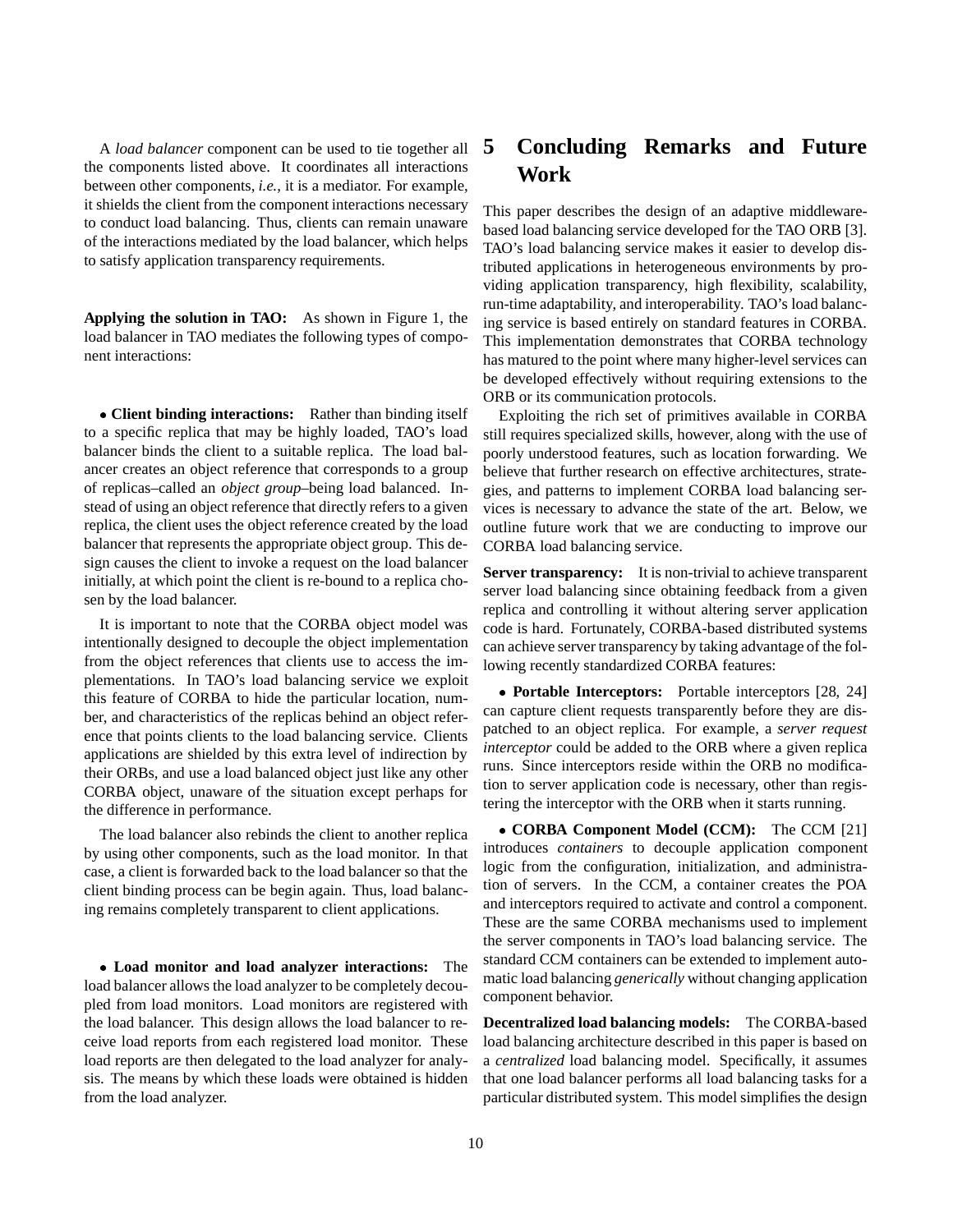A *load balancer* component can be used to tie together all the components listed above. It coordinates all interactions between other components, *i.e.*, it is a mediator. For example, it shields the client from the component interactions necessary to conduct load balancing. Thus, clients can remain unaware of the interactions mediated by the load balancer, which helps to satisfy application transparency requirements.

**Applying the solution in TAO:** As shown in Figure 1, the load balancer in TAO mediates the following types of component interactions:

- **Client binding interactions:** Rather than binding itself to a specific replica that may be highly loaded, TAO's load balancer binds the client to a suitable replica. The load balancer creates an object reference that corresponds to a group of replicas–called an *object group*–being load balanced. Instead of using an object reference that directly refers to a given replica, the client uses the object reference created by the load balancer that represents the appropriate object group. This design causes the client to invoke a request on the load balancer initially, at which point the client is re-bound to a replica chosen by the load balancer.

It is important to note that the CORBA object model was intentionally designed to decouple the object implementation from the object references that clients use to access the implementations. In TAO's load balancing service we exploit this feature of CORBA to hide the particular location, number, and characteristics of the replicas behind an object reference that points clients to the load balancing service. Clients applications are shielded by this extra level of indirection by their ORBs, and use a load balanced object just like any other CORBA object, unaware of the situation except perhaps for the difference in performance.

The load balancer also rebinds the client to another replica by using other components, such as the load monitor. In that case, a client is forwarded back to the load balancer so that the client binding process can be begin again. Thus, load balancing remains completely transparent to client applications.

- **Load monitor and load analyzer interactions:** The load balancer allows the load analyzer to be completely decoupled from load monitors. Load monitors are registered with the load balancer. This design allows the load balancer to receive load reports from each registered load monitor. These load reports are then delegated to the load analyzer for analysis. The means by which these loads were obtained is hidden from the load analyzer.

# 5 Concluding Remarks and Future Work

This paper describes the design of an adaptive middleware-based load balancing service developed for the TAO ORB [3]. TAO's load balancing service makes it easier to develop distributed applications in heterogeneous environments by providing application transparency, high flexibility, scalability, run-time adaptability, and interoperability. TAO's load balancing service is based entirely on standard features in CORBA. This implementation demonstrates that CORBA technology has matured to the point where many higher-level services can be developed effectively without requiring extensions to the ORB or its communication protocols.

Exploiting the rich set of primitives available in CORBA still requires specialized skills, however, along with the use of poorly understood features, such as location forwarding. We believe that further research on effective architectures, strategies, and patterns to implement CORBA load balancing services is necessary to advance the state of the art. Below, we outline future work that we are conducting to improve our CORBA load balancing service.

**Server transparency:** It is non-trivial to achieve transparent server load balancing since obtaining feedback from a given replica and controlling it without altering server application code is hard. Fortunately, CORBA-based distributed systems can achieve server transparency by taking advantage of the following recently standardized CORBA features:

- **Portable Interceptors:** Portable interceptors [28, 24] can capture client requests transparently before they are dispatched to an object replica. For example, a *server request interceptor* could be added to the ORB where a given replica runs. Since interceptors reside within the ORB no modification to server application code is necessary, other than registering the interceptor with the ORB when it starts running.

- **CORBA Component Model (CCM):** The CCM [21] introduces *containers* to decouple application component logic from the configuration, initialization, and administration of servers. In the CCM, a container creates the POA and interceptors required to activate and control a component. These are the same CORBA mechanisms used to implement the server components in TAO's load balancing service. The standard CCM containers can be extended to implement automatic load balancing *generically* without changing application component behavior.

**Decentralized load balancing models:** The CORBA-based load balancing architecture described in this paper is based on a *centralized* load balancing model. Specifically, it assumes that one load balancer performs all load balancing tasks for a particular distributed system. This model simplifies the design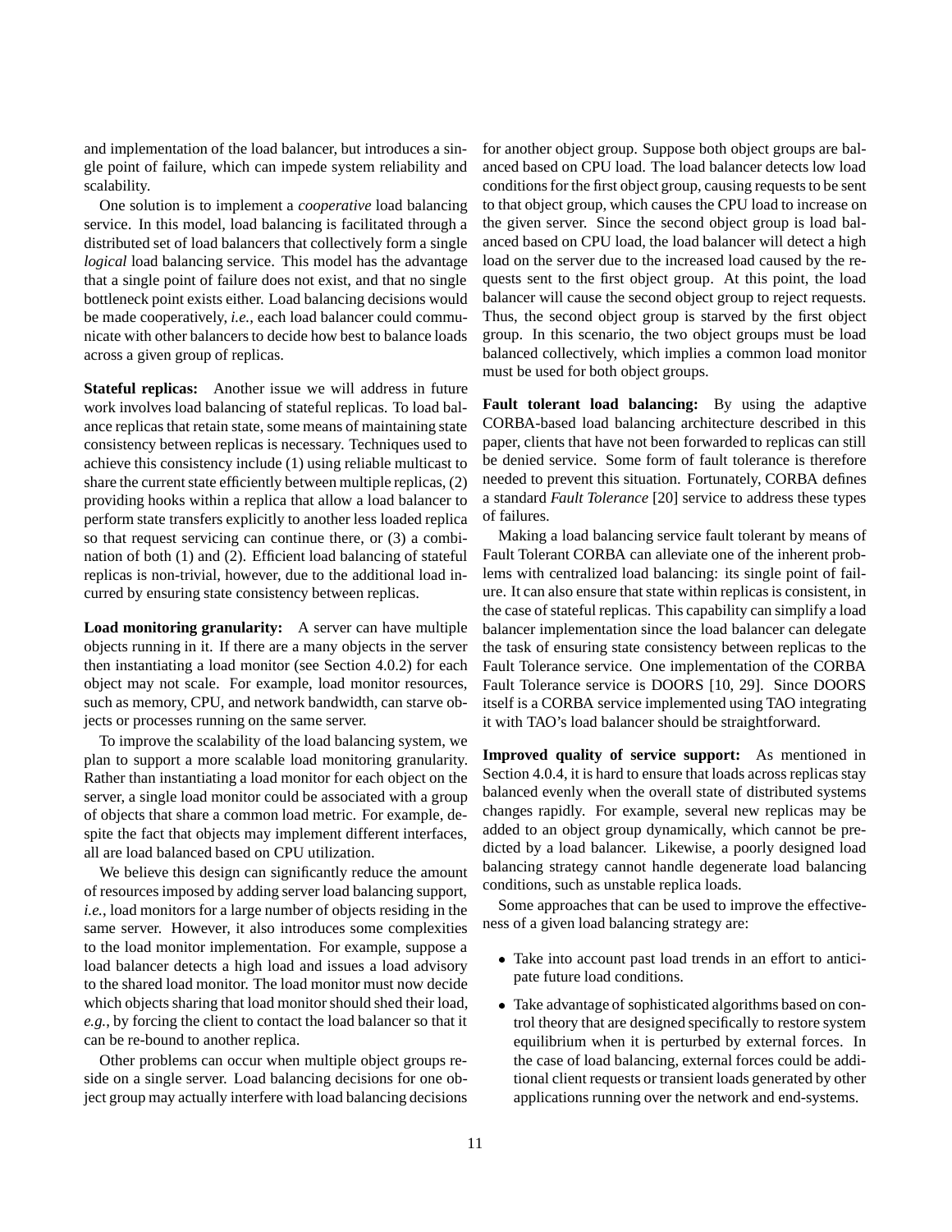and implementation of the load balancer, but introduces a single point of failure, which can impede system reliability and scalability.

One solution is to implement a *cooperative* load balancing service. In this model, load balancing is facilitated through a distributed set of load balancers that collectively form a single *logical* load balancing service. This model has the advantage that a single point of failure does not exist, and that no single bottleneck point exists either. Load balancing decisions would be made cooperatively, *i.e.*, each load balancer could communicate with other balancers to decide how best to balance loads across a given group of replicas.

**Stateful replicas:** Another issue we will address in future work involves load balancing of stateful replicas. To load balance replicas that retain state, some means of maintaining state consistency between replicas is necessary. Techniques used to achieve this consistency include (1) using reliable multicast to share the current state efficiently between multiple replicas, (2) providing hooks within a replica that allow a load balancer to perform state transfers explicitly to another less loaded replica so that request servicing can continue there, or (3) a combination of both (1) and (2). Efficient load balancing of stateful replicas is non-trivial, however, due to the additional load incurred by ensuring state consistency between replicas.

**Load monitoring granularity:** A server can have multiple objects running in it. If there are a many objects in the server then instantiating a load monitor (see Section 4.0.2) for each object may not scale. For example, load monitor resources, such as memory, CPU, and network bandwidth, can starve objects or processes running on the same server.

To improve the scalability of the load balancing system, we plan to support a more scalable load monitoring granularity. Rather than instantiating a load monitor for each object on the server, a single load monitor could be associated with a group of objects that share a common load metric. For example, despite the fact that objects may implement different interfaces, all are load balanced based on CPU utilization.

We believe this design can significantly reduce the amount of resources imposed by adding server load balancing support, *i.e.*, load monitors for a large number of objects residing in the same server. However, it also introduces some complexities to the load monitor implementation. For example, suppose a load balancer detects a high load and issues a load advisory to the shared load monitor. The load monitor must now decide which objects sharing that load monitor should shed their load, *e.g.*, by forcing the client to contact the load balancer so that it can be re-bound to another replica.

Other problems can occur when multiple object groups reside on a single server. Load balancing decisions for one object group may actually interfere with load balancing decisions for another object group. Suppose both object groups are balanced based on CPU load. The load balancer detects low load conditions for the first object group, causing requests to be sent to that object group, which causes the CPU load to increase on the given server. Since the second object group is load balanced based on CPU load, the load balancer will detect a high load on the server due to the increased load caused by the requests sent to the first object group. At this point, the load balancer will cause the second object group to reject requests. Thus, the second object group is starved by the first object group. In this scenario, the two object groups must be load balanced collectively, which implies a common load monitor must be used for both object groups.

**Fault tolerant load balancing:** By using the adaptive CORBA-based load balancing architecture described in this paper, clients that have not been forwarded to replicas can still be denied service. Some form of fault tolerance is therefore needed to prevent this situation. Fortunately, CORBA defines a standard *Fault Tolerance* [20] service to address these types of failures.

Making a load balancing service fault tolerant by means of Fault Tolerant CORBA can alleviate one of the inherent problems with centralized load balancing: its single point of failure. It can also ensure that state within replicas is consistent, in the case of stateful replicas. This capability can simplify a load balancer implementation since the load balancer can delegate the task of ensuring state consistency between replicas to the Fault Tolerance service. One implementation of the CORBA Fault Tolerance service is DOORS [10, 29]. Since DOORS itself is a CORBA service implemented using TAO integrating it with TAO's load balancer should be straightforward.

**Improved quality of service support:** As mentioned in Section 4.0.4, it is hard to ensure that loads across replicas stay balanced evenly when the overall state of distributed systems changes rapidly. For example, several new replicas may be added to an object group dynamically, which cannot be predicted by a load balancer. Likewise, a poorly designed load balancing strategy cannot handle degenerate load balancing conditions, such as unstable replica loads.

Some approaches that can be used to improve the effectiveness of a given load balancing strategy are:

- Take into account past load trends in an effort to anticipate future load conditions.
- Take advantage of sophisticated algorithms based on control theory that are designed specifically to restore system equilibrium when it is perturbed by external forces. In the case of load balancing, external forces could be additional client requests or transient loads generated by other applications running over the network and end-systems.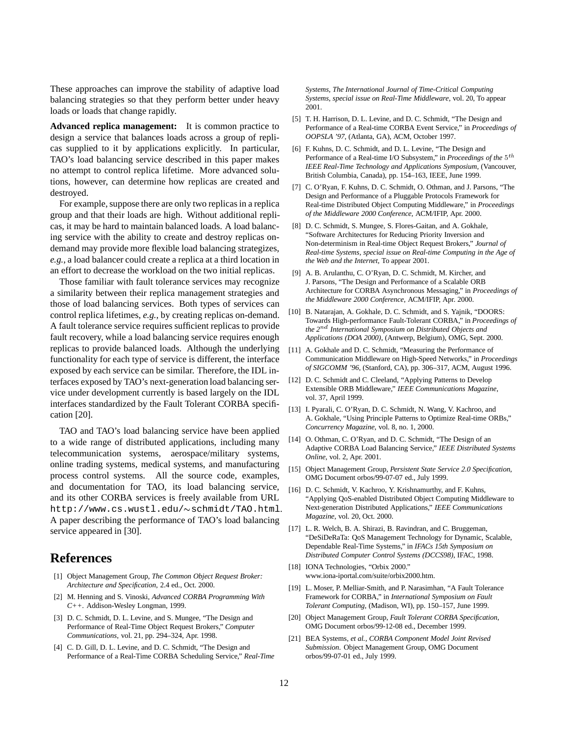These approaches can improve the stability of adaptive load balancing strategies so that they perform better under heavy loads or loads that change rapidly.

**Advanced replica management:** It is common practice to design a service that balances loads across a group of replicas supplied to it by applications explicitly. In particular, TAO's load balancing service described in this paper makes no attempt to control replica lifetime. More advanced solutions, however, can determine how replicas are created and destroyed.

For example, suppose there are only two replicas in a replica group and that their loads are high. Without additional replicas, it may be hard to maintain balanced loads. A load balancing service with the ability to create and destroy replicas on-demand may provide more flexible load balancing strategizes, *e.g.*, a load balancer could create a replica at a third location in an effort to decrease the workload on the two initial replicas.

Those familiar with fault tolerance services may recognize a similarity between their replica management strategies and those of load balancing services. Both types of services can control replica lifetimes, *e.g.*, by creating replicas on-demand. A fault tolerance service requires sufficient replicas to provide fault recovery, while a load balancing service requires enough replicas to provide balanced loads. Although the underlying functionality for each type of service is different, the interface exposed by each service can be similar. Therefore, the IDL interfaces exposed by TAO's next-generation load balancing service under development currently is based largely on the IDL interfaces standardized by the Fault Tolerant CORBA specification [20].

TAO and TAO's load balancing service have been applied to a wide range of distributed applications, including many telecommunication systems, aerospace/military systems, online trading systems, medical systems, and manufacturing process control systems. All the source code, examples, and documentation for TAO, its load balancing service, and its other CORBA services is freely available from URL `http://www.cs.wustl.edu/~schmidt/TAO.html`. A paper describing the performance of TAO's load balancing service appeared in [30].

# References

[1] Object Management Group, *The Common Object Request Broker: Architecture and Specification*, 2.4 ed., Oct. 2000.

[2] M. Henning and S. Vinoski, *Advanced CORBA Programming With C++*. Addison-Wesley Longman, 1999.

[3] D. C. Schmidt, D. L. Levine, and S. Mungee, "The Design and Performance of Real-Time Object Request Brokers," *Computer Communications*, vol. 21, pp. 294–324, Apr. 1998.

[4] C. D. Gill, D. L. Levine, and D. C. Schmidt, "The Design and Performance of a Real-Time CORBA Scheduling Service," *Real-Time Systems, The International Journal of Time-Critical Computing Systems, special issue on Real-Time Middleware*, vol. 20, To appear 2001.

[5] T. H. Harrison, D. L. Levine, and D. C. Schmidt, "The Design and Performance of a Real-time CORBA Event Service," in *Proceedings of OOPSLA '97*, (Atlanta, GA), ACM, October 1997.

[6] F. Kuhns, D. C. Schmidt, and D. L. Levine, "The Design and Performance of a Real-time I/O Subsystem," in *Proceedings of the $5^{th}$ IEEE Real-Time Technology and Applications Symposium*, (Vancouver, British Columbia, Canada), pp. 154–163, IEEE, June 1999.

[7] C. O'Ryan, F. Kuhns, D. C. Schmidt, O. Othman, and J. Parsons, "The Design and Performance of a Pluggable Protocols Framework for Real-time Distributed Object Computing Middleware," in *Proceedings of the Middleware 2000 Conference*, ACM/IFIP, Apr. 2000.

[8] D. C. Schmidt, S. Mungee, S. Flores-Gaitan, and A. Gokhale, "Software Architectures for Reducing Priority Inversion and Non-determinism in Real-time Object Request Brokers," *Journal of Real-time Systems, special issue on Real-time Computing in the Age of the Web and the Internet*, To appear 2001.

[9] A. B. Arulanthu, C. O'Ryan, D. C. Schmidt, M. Kircher, and J. Parsons, "The Design and Performance of a Scalable ORB Architecture for CORBA Asynchronous Messaging," in *Proceedings of the Middleware 2000 Conference*, ACM/IFIP, Apr. 2000.

[10] B. Natarajan, A. Gokhale, D. C. Schmidt, and S. Yajnik, "DOORS: Towards High-performance Fault-Tolerant CORBA," in *Proceedings of the $2^{nd}$ International Symposium on Distributed Objects and Applications (DOA 2000)*, (Antwerp, Belgium), OMG, Sept. 2000.

[11] A. Gokhale and D. C. Schmidt, "Measuring the Performance of Communication Middleware on High-Speed Networks," in *Proceedings of SIGCOMM '96*, (Stanford, CA), pp. 306–317, ACM, August 1996.

[12] D. C. Schmidt and C. Cleeland, "Applying Patterns to Develop Extensible ORB Middleware," *IEEE Communications Magazine*, vol. 37, April 1999.

[13] I. Pyarali, C. O'Ryan, D. C. Schmidt, N. Wang, V. Kachroo, and A. Gokhale, "Using Principle Patterns to Optimize Real-time ORBs," *Concurrency Magazine*, vol. 8, no. 1, 2000.

[14] O. Othman, C. O'Ryan, and D. C. Schmidt, "The Design of an Adaptive CORBA Load Balancing Service," *IEEE Distributed Systems Online*, vol. 2, Apr. 2001.

[15] Object Management Group, *Persistent State Service 2.0 Specification*, OMG Document orbos/99-07-07 ed., July 1999.

[16] D. C. Schmidt, V. Kachroo, Y. Krishnamurthy, and F. Kuhns, "Applying QoS-enabled Distributed Object Computing Middleware to Next-generation Distributed Applications," *IEEE Communications Magazine*, vol. 20, Oct. 2000.

[17] L. R. Welch, B. A. Shirazi, B. Ravindran, and C. Bruggeman, "DeSiDeRaTa: QoS Management Technology for Dynamic, Scalable, Dependable Real-Time Systems," in *IFACs 15th Symposium on Distributed Computer Control Systems (DCCS98)*, IFAC, 1998.

[18] IONA Technologies, "Orbix 2000." www.iona-iportal.com/suite/orbix2000.htm.

[19] L. Moser, P. Melliar-Smith, and P. Narasimhan, "A Fault Tolerance Framework for CORBA," in *International Symposium on Fault Tolerant Computing*, (Madison, WI), pp. 150–157, June 1999.

[20] Object Management Group, *Fault Tolerant CORBA Specification*, OMG Document orbos/99-12-08 ed., December 1999.

[21] BEA Systems, *et al.*, *CORBA Component Model Joint Revised Submission*. Object Management Group, OMG Document orbos/99-07-01 ed., July 1999.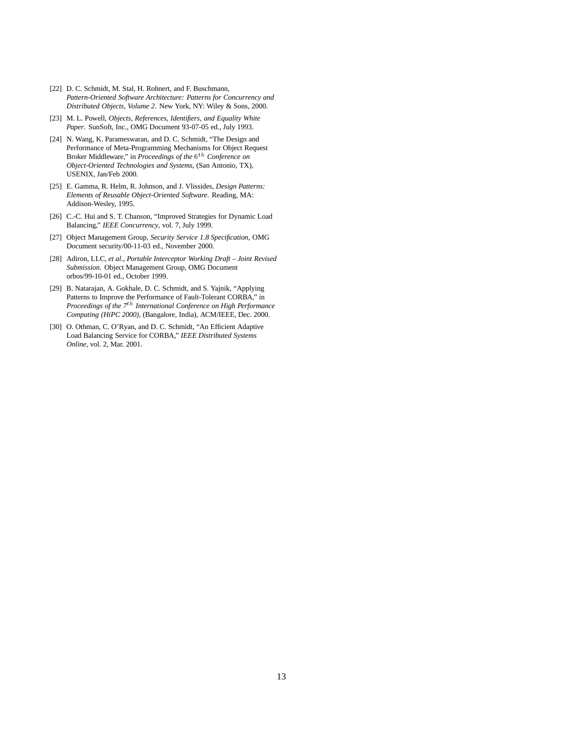[22] D. C. Schmidt, M. Stal, H. Rohnert, and F. Buschmann, *Pattern-Oriented Software Architecture: Patterns for Concurrency and Distributed Objects, Volume 2*. New York, NY: Wiley & Sons, 2000.

[23] M. L. Powell, *Objects, References, Identifiers, and Equality White Paper*. SunSoft, Inc., OMG Document 93-07-05 ed., July 1993.

[24] N. Wang, K. Parameswaran, and D. C. Schmidt, "The Design and Performance of Meta-Programming Mechanisms for Object Request Broker Middleware," in *Proceedings of the $6^{th}$ Conference on Object-Oriented Technologies and Systems*, (San Antonio, TX), USENIX, Jan/Feb 2000.

[25] E. Gamma, R. Helm, R. Johnson, and J. Vlissides, *Design Patterns: Elements of Reusable Object-Oriented Software*. Reading, MA: Addison-Wesley, 1995.

[26] C.-C. Hui and S. T. Chanson, "Improved Strategies for Dynamic Load Balancing," *IEEE Concurrency*, vol. 7, July 1999.

[27] Object Management Group, *Security Service 1.8 Specification*, OMG Document security/00-11-03 ed., November 2000.

[28] Adiron, LLC, *et al.*, *Portable Interceptor Working Draft – Joint Revised Submission*. Object Management Group, OMG Document orbos/99-10-01 ed., October 1999.

[29] B. Natarajan, A. Gokhale, D. C. Schmidt, and S. Yajnik, "Applying Patterns to Improve the Performance of Fault-Tolerant CORBA," in *Proceedings of the $7^{th}$ International Conference on High Performance Computing (HiPC 2000)*, (Bangalore, India), ACM/IEEE, Dec. 2000.

[30] O. Othman, C. O'Ryan, and D. C. Schmidt, "An Efficient Adaptive Load Balancing Service for CORBA," *IEEE Distributed Systems Online*, vol. 2, Mar. 2001.